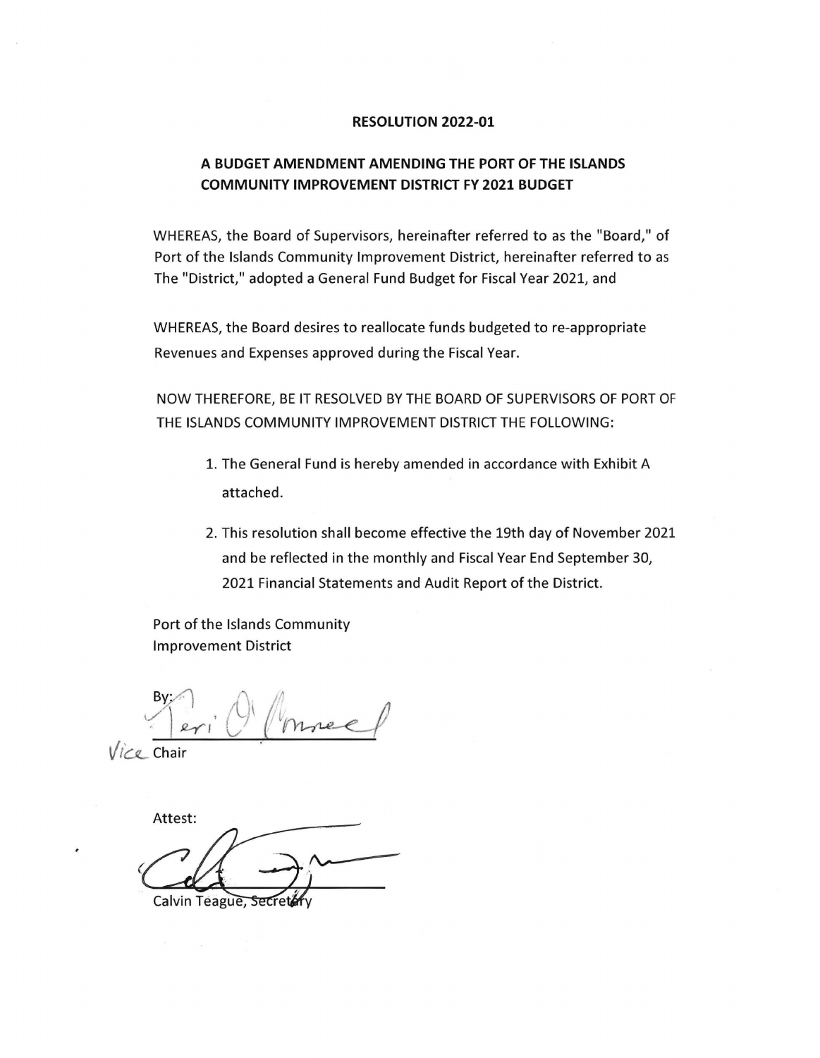**RESOLUTION 2022-01**

**A BUDGET AMENDMENT AMENDING THE PORT OF THE ISLANDS COMMUNITY IMPROVEMENT DISTRICT FY 2021 BUDGET**

WHEREAS, the Board of Supervisors, hereinafter referred to as the "Board," of Port of the Islands Community Improvement District, hereinafter referred to as The "District," adopted a General Fund Budget for Fiscal Year 2021, and

WHEREAS, the Board desires to reallocate funds budgeted to re-appropriate Revenues and Expenses approved during the Fiscal Year.

NOW THEREFORE, BE IT RESOLVED BY THE BOARD OF SUPERVISORS OF PORT OF THE ISLANDS COMMUNITY IMPROVEMENT DISTRICT THE FOLLOWING:

1. The General Fund is hereby amended in accordance with Exhibit A attached.
2. This resolution shall become effective the 19th day of November 2021 and be reflected in the monthly and Fiscal Year End September 30, 2021 Financial Statements and Audit Report of the District.

Port of the Islands Community
Improvement District

By: Teri O'Connell

Vice Chair

Attest:

Calvin Teague, Secretary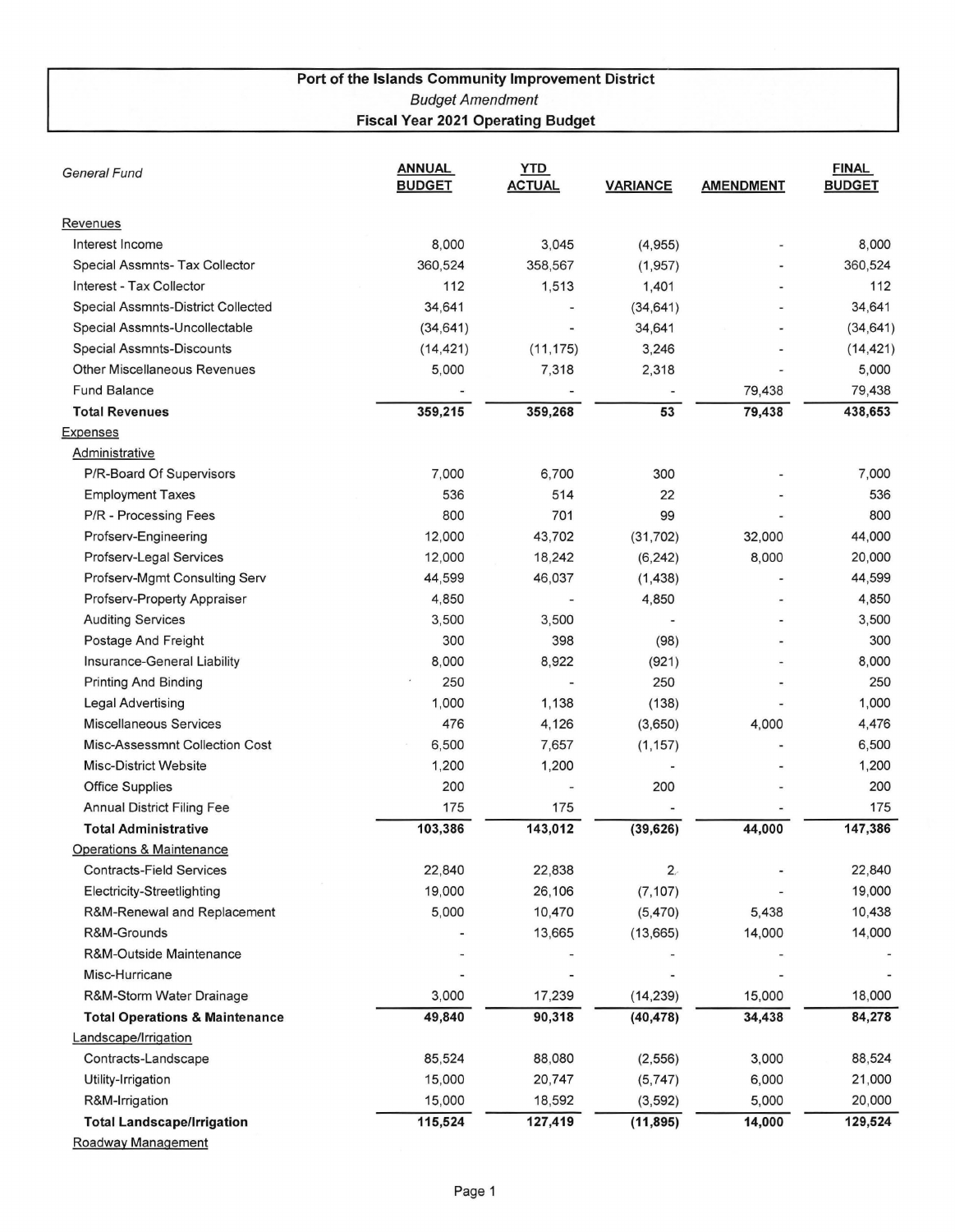# Port of the Islands Community Improvement District

*Budget Amendment*

**Fiscal Year 2021 Operating Budget**

| *General Fund* | ANNUAL BUDGET | YTD ACTUAL | VARIANCE | AMENDMENT | FINAL BUDGET |
|---|---|---|---|---|---|
| Revenues | | | | | |
| Interest Income | 8,000 | 3,045 | (4,955) | - | 8,000 |
| Special Assmnts- Tax Collector | 360,524 | 358,567 | (1,957) | - | 360,524 |
| Interest - Tax Collector | 112 | 1,513 | 1,401 | - | 112 |
| Special Assmnts-District Collected | 34,641 | - | (34,641) | - | 34,641 |
| Special Assmnts-Uncollectable | (34,641) | - | 34,641 | - | (34,641) |
| Special Assmnts-Discounts | (14,421) | (11,175) | 3,246 | - | (14,421) |
| Other Miscellaneous Revenues | 5,000 | 7,318 | 2,318 | - | 5,000 |
| Fund Balance | - | - | - | 79,438 | 79,438 |
| **Total Revenues** | **359,215** | **359,268** | **53** | **79,438** | **438,653** |
| Expenses | | | | | |
| Administrative | | | | | |
| P/R-Board Of Supervisors | 7,000 | 6,700 | 300 | - | 7,000 |
| Employment Taxes | 536 | 514 | 22 | - | 536 |
| P/R - Processing Fees | 800 | 701 | 99 | - | 800 |
| Profserv-Engineering | 12,000 | 43,702 | (31,702) | 32,000 | 44,000 |
| Profserv-Legal Services | 12,000 | 18,242 | (6,242) | 8,000 | 20,000 |
| Profserv-Mgmt Consulting Serv | 44,599 | 46,037 | (1,438) | - | 44,599 |
| Profserv-Property Appraiser | 4,850 | - | 4,850 | - | 4,850 |
| Auditing Services | 3,500 | 3,500 | - | - | 3,500 |
| Postage And Freight | 300 | 398 | (98) | - | 300 |
| Insurance-General Liability | 8,000 | 8,922 | (921) | - | 8,000 |
| Printing And Binding | 250 | - | 250 | - | 250 |
| Legal Advertising | 1,000 | 1,138 | (138) | - | 1,000 |
| Miscellaneous Services | 476 | 4,126 | (3,650) | 4,000 | 4,476 |
| Misc-Assessmnt Collection Cost | 6,500 | 7,657 | (1,157) | - | 6,500 |
| Misc-District Website | 1,200 | 1,200 | - | - | 1,200 |
| Office Supplies | 200 | - | 200 | - | 200 |
| Annual District Filing Fee | 175 | 175 | - | - | 175 |
| **Total Administrative** | **103,386** | **143,012** | **(39,626)** | **44,000** | **147,386** |
| Operations & Maintenance | | | | | |
| Contracts-Field Services | 22,840 | 22,838 | 2 | - | 22,840 |
| Electricity-Streetlighting | 19,000 | 26,106 | (7,107) | - | 19,000 |
| R&M-Renewal and Replacement | 5,000 | 10,470 | (5,470) | 5,438 | 10,438 |
| R&M-Grounds | - | 13,665 | (13,665) | 14,000 | 14,000 |
| R&M-Outside Maintenance | - | - | - | - | - |
| Misc-Hurricane | - | - | - | - | - |
| R&M-Storm Water Drainage | 3,000 | 17,239 | (14,239) | 15,000 | 18,000 |
| **Total Operations & Maintenance** | **49,840** | **90,318** | **(40,478)** | **34,438** | **84,278** |
| Landscape/Irrigation | | | | | |
| Contracts-Landscape | 85,524 | 88,080 | (2,556) | 3,000 | 88,524 |
| Utility-Irrigation | 15,000 | 20,747 | (5,747) | 6,000 | 21,000 |
| R&M-Irrigation | 15,000 | 18,592 | (3,592) | 5,000 | 20,000 |
| **Total Landscape/Irrigation** | **115,524** | **127,419** | **(11,895)** | **14,000** | **129,524** |
| Roadway Management | | | | | |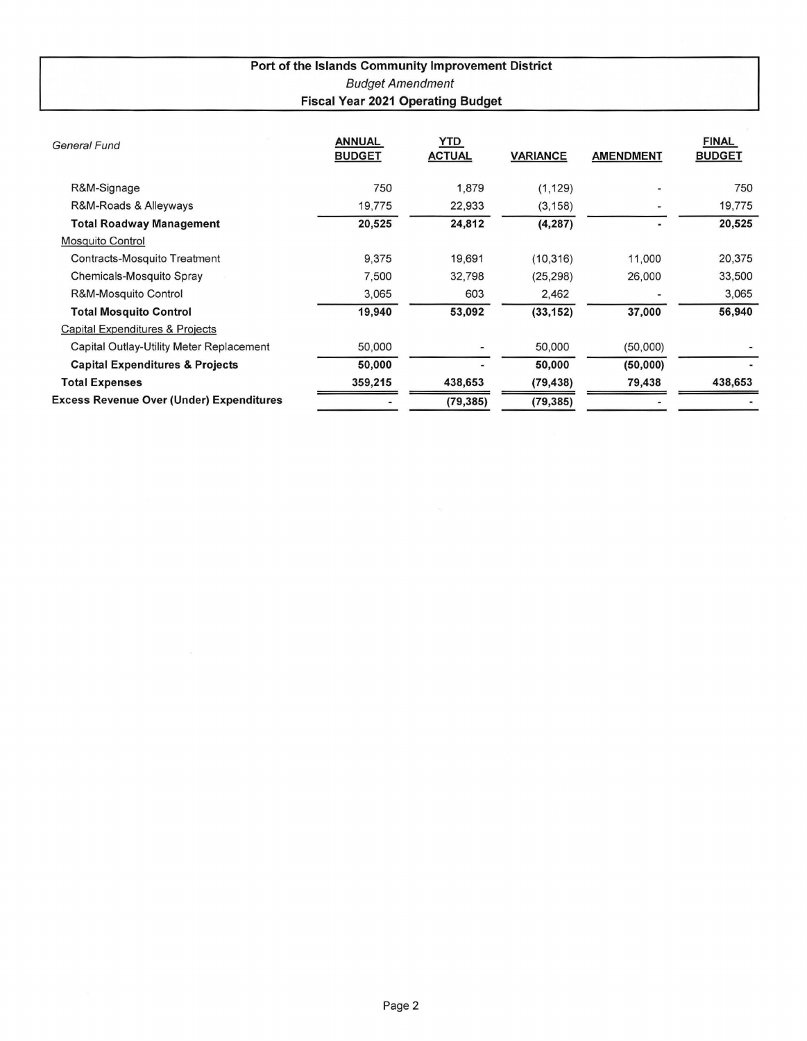# Port of the Islands Community Improvement District

*Budget Amendment*

**Fiscal Year 2021 Operating Budget**

| *General Fund* | ANNUAL BUDGET | YTD ACTUAL | VARIANCE | AMENDMENT | FINAL BUDGET |
|---|---|---|---|---|---|
| R&M-Signage | 750 | 1,879 | (1,129) | - | 750 |
| R&M-Roads & Alleyways | 19,775 | 22,933 | (3,158) | - | 19,775 |
| **Total Roadway Management** | **20,525** | **24,812** | **(4,287)** | **-** | **20,525** |
| Mosquito Control | | | | | |
| Contracts-Mosquito Treatment | 9,375 | 19,691 | (10,316) | 11,000 | 20,375 |
| Chemicals-Mosquito Spray | 7,500 | 32,798 | (25,298) | 26,000 | 33,500 |
| R&M-Mosquito Control | 3,065 | 603 | 2,462 | - | 3,065 |
| **Total Mosquito Control** | **19,940** | **53,092** | **(33,152)** | **37,000** | **56,940** |
| Capital Expenditures & Projects | | | | | |
| Capital Outlay-Utility Meter Replacement | 50,000 | - | 50,000 | (50,000) | - |
| **Capital Expenditures & Projects** | **50,000** | **-** | **50,000** | **(50,000)** | **-** |
| **Total Expenses** | **359,215** | **438,653** | **(79,438)** | **79,438** | **438,653** |
| **Excess Revenue Over (Under) Expenditures** | **-** | **(79,385)** | **(79,385)** | **-** | **-** |